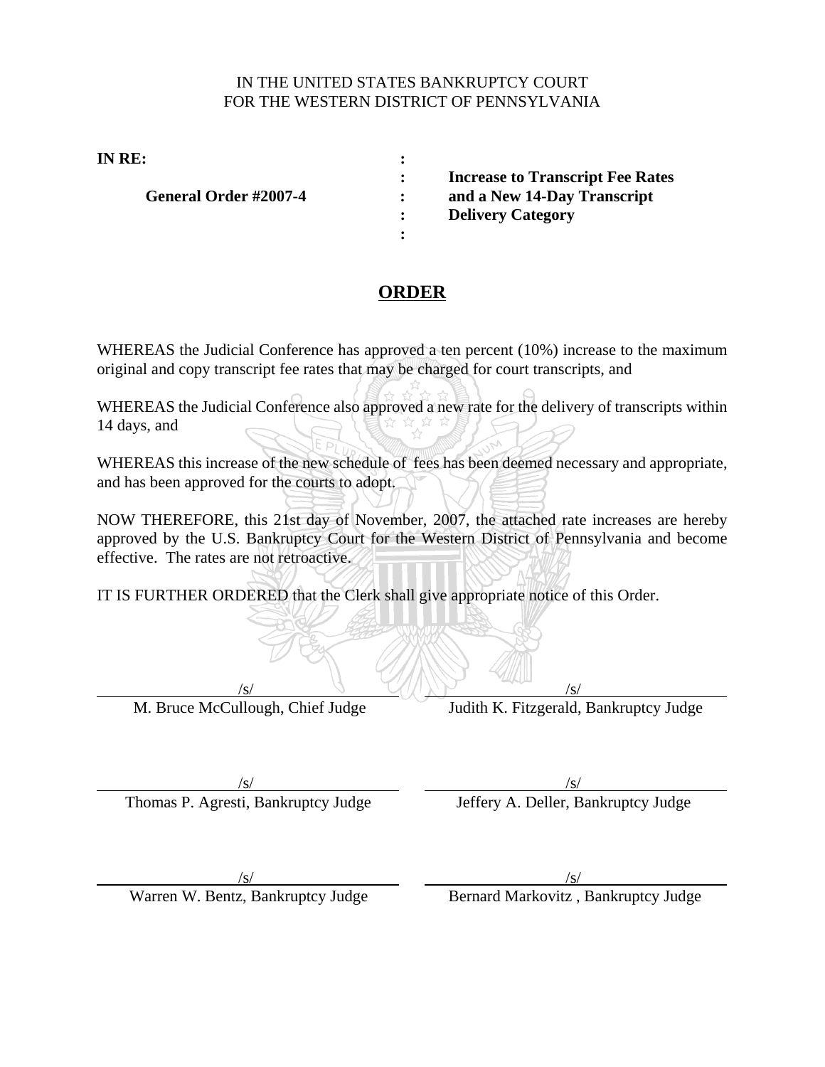IN THE UNITED STATES BANKRUPTCY COURT
FOR THE WESTERN DISTRICT OF PENNSYLVANIA

| | | |
|---|---|---|
| **IN RE:** | : | |
| | : | **Increase to Transcript Fee Rates** |
| **General Order #2007-4** | : | **and a New 14-Day Transcript** |
| | : | **Delivery Category** |
| | : | |

# ORDER

WHEREAS the Judicial Conference has approved a ten percent (10%) increase to the maximum original and copy transcript fee rates that may be charged for court transcripts, and

WHEREAS the Judicial Conference also approved a new rate for the delivery of transcripts within 14 days, and

WHEREAS this increase of the new schedule of fees has been deemed necessary and appropriate, and has been approved for the courts to adopt.

NOW THEREFORE, this 21st day of November, 2007, the attached rate increases are hereby approved by the U.S. Bankruptcy Court for the Western District of Pennsylvania and become effective. The rates are not retroactive.

IT IS FURTHER ORDERED that the Clerk shall give appropriate notice of this Order.

/s/
M. Bruce McCullough, Chief Judge

/s/
Judith K. Fitzgerald, Bankruptcy Judge

/s/
Thomas P. Agresti, Bankruptcy Judge

/s/
Jeffery A. Deller, Bankruptcy Judge

/s/
Warren W. Bentz, Bankruptcy Judge

/s/
Bernard Markovitz , Bankruptcy Judge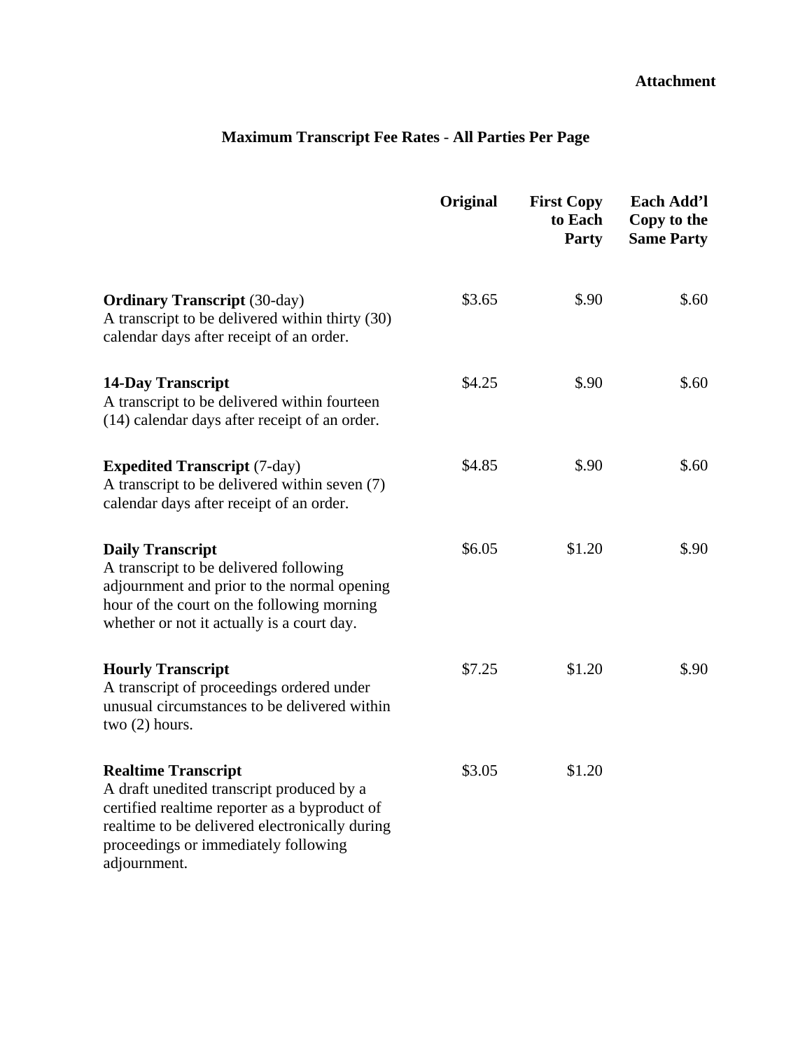**Attachment**

# Maximum Transcript Fee Rates - All Parties Per Page

| | Original | First Copy to Each Party | Each Add'l Copy to the Same Party |
|---|---|---|---|
| **Ordinary Transcript** (30-day) A transcript to be delivered within thirty (30) calendar days after receipt of an order. | $3.65 | $.90 | $.60 |
| **14-Day Transcript** A transcript to be delivered within fourteen (14) calendar days after receipt of an order. | $4.25 | $.90 | $.60 |
| **Expedited Transcript** (7-day) A transcript to be delivered within seven (7) calendar days after receipt of an order. | $4.85 | $.90 | $.60 |
| **Daily Transcript** A transcript to be delivered following adjournment and prior to the normal opening hour of the court on the following morning whether or not it actually is a court day. | $6.05 | $1.20 | $.90 |
| **Hourly Transcript** A transcript of proceedings ordered under unusual circumstances to be delivered within two (2) hours. | $7.25 | $1.20 | $.90 |
| **Realtime Transcript** A draft unedited transcript produced by a certified realtime reporter as a byproduct of realtime to be delivered electronically during proceedings or immediately following adjournment. | $3.05 | $1.20 | |